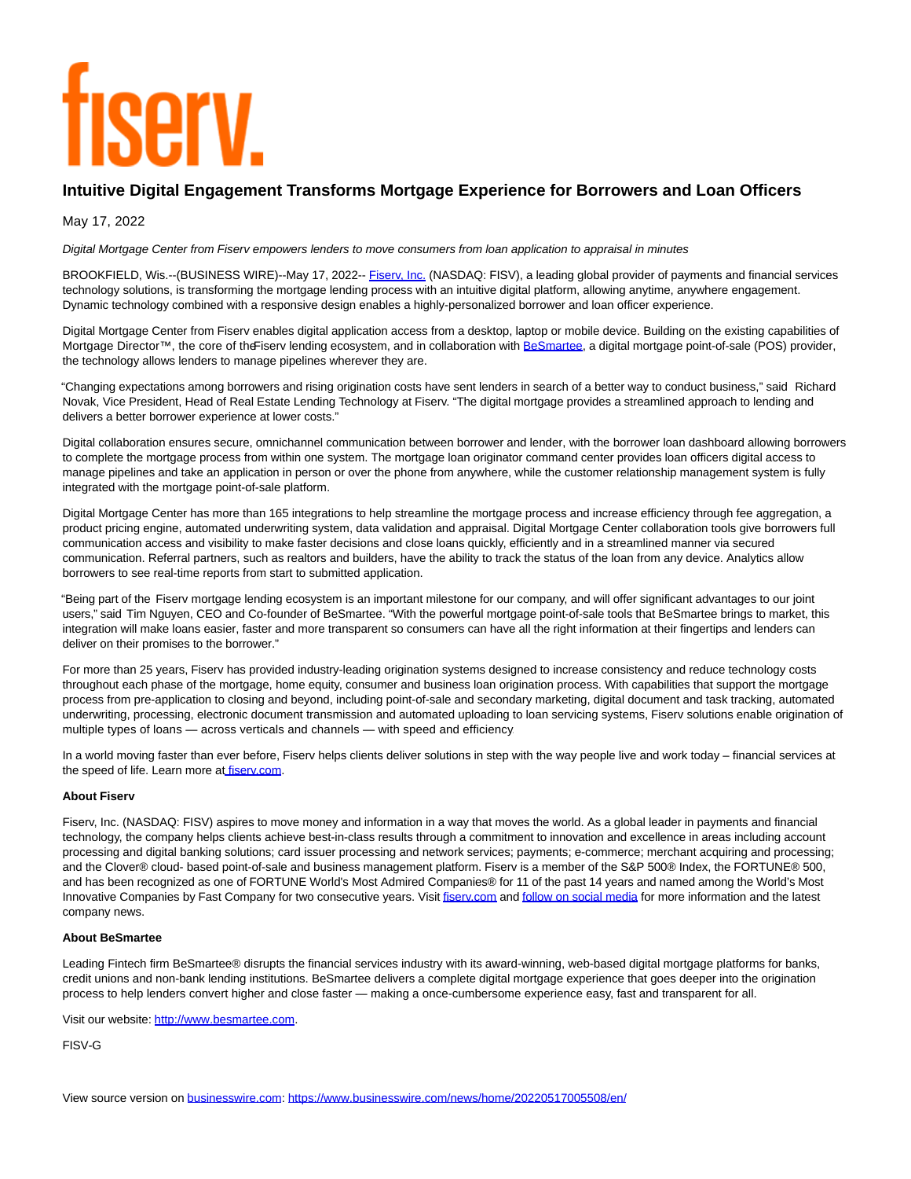# fiserv.

## Intuitive Digital Engagement Transforms Mortgage Experience for Borrowers and Loan Officers

May 17, 2022

*Digital Mortgage Center from Fiserv empowers lenders to move consumers from loan application to appraisal in minutes*

BROOKFIELD, Wis.--(BUSINESS WIRE)--May 17, 2022-- Fiserv, Inc. (NASDAQ: FISV), a leading global provider of payments and financial services technology solutions, is transforming the mortgage lending process with an intuitive digital platform, allowing anytime, anywhere engagement. Dynamic technology combined with a responsive design enables a highly-personalized borrower and loan officer experience.

Digital Mortgage Center from Fiserv enables digital application access from a desktop, laptop or mobile device. Building on the existing capabilities of Mortgage Director™, the core of the Fiserv lending ecosystem, and in collaboration with BeSmartee, a digital mortgage point-of-sale (POS) provider, the technology allows lenders to manage pipelines wherever they are.

"Changing expectations among borrowers and rising origination costs have sent lenders in search of a better way to conduct business," said Richard Novak, Vice President, Head of Real Estate Lending Technology at Fiserv. "The digital mortgage provides a streamlined approach to lending and delivers a better borrower experience at lower costs."

Digital collaboration ensures secure, omnichannel communication between borrower and lender, with the borrower loan dashboard allowing borrowers to complete the mortgage process from within one system. The mortgage loan originator command center provides loan officers digital access to manage pipelines and take an application in person or over the phone from anywhere, while the customer relationship management system is fully integrated with the mortgage point-of-sale platform.

Digital Mortgage Center has more than 165 integrations to help streamline the mortgage process and increase efficiency through fee aggregation, a product pricing engine, automated underwriting system, data validation and appraisal. Digital Mortgage Center collaboration tools give borrowers full communication access and visibility to make faster decisions and close loans quickly, efficiently and in a streamlined manner via secured communication. Referral partners, such as realtors and builders, have the ability to track the status of the loan from any device. Analytics allow borrowers to see real-time reports from start to submitted application.

"Being part of the Fiserv mortgage lending ecosystem is an important milestone for our company, and will offer significant advantages to our joint users," said Tim Nguyen, CEO and Co-founder of BeSmartee. "With the powerful mortgage point-of-sale tools that BeSmartee brings to market, this integration will make loans easier, faster and more transparent so consumers can have all the right information at their fingertips and lenders can deliver on their promises to the borrower."

For more than 25 years, Fiserv has provided industry-leading origination systems designed to increase consistency and reduce technology costs throughout each phase of the mortgage, home equity, consumer and business loan origination process. With capabilities that support the mortgage process from pre-application to closing and beyond, including point-of-sale and secondary marketing, digital document and task tracking, automated underwriting, processing, electronic document transmission and automated uploading to loan servicing systems, Fiserv solutions enable origination of multiple types of loans — across verticals and channels — with speed and efficiency.

In a world moving faster than ever before, Fiserv helps clients deliver solutions in step with the way people live and work today – financial services at the speed of life. Learn more at fiserv.com.

**About Fiserv**

Fiserv, Inc. (NASDAQ: FISV) aspires to move money and information in a way that moves the world. As a global leader in payments and financial technology, the company helps clients achieve best-in-class results through a commitment to innovation and excellence in areas including account processing and digital banking solutions; card issuer processing and network services; payments; e-commerce; merchant acquiring and processing; and the Clover® cloud- based point-of-sale and business management platform. Fiserv is a member of the S&P 500® Index, the FORTUNE® 500, and has been recognized as one of FORTUNE World's Most Admired Companies® for 11 of the past 14 years and named among the World's Most Innovative Companies by Fast Company for two consecutive years. Visit fiserv.com and follow on social media for more information and the latest company news.

**About BeSmartee**

Leading Fintech firm BeSmartee® disrupts the financial services industry with its award-winning, web-based digital mortgage platforms for banks, credit unions and non-bank lending institutions. BeSmartee delivers a complete digital mortgage experience that goes deeper into the origination process to help lenders convert higher and close faster — making a once-cumbersome experience easy, fast and transparent for all.

Visit our website: http://www.besmartee.com.

FISV-G

View source version on businesswire.com: https://www.businesswire.com/news/home/20220517005508/en/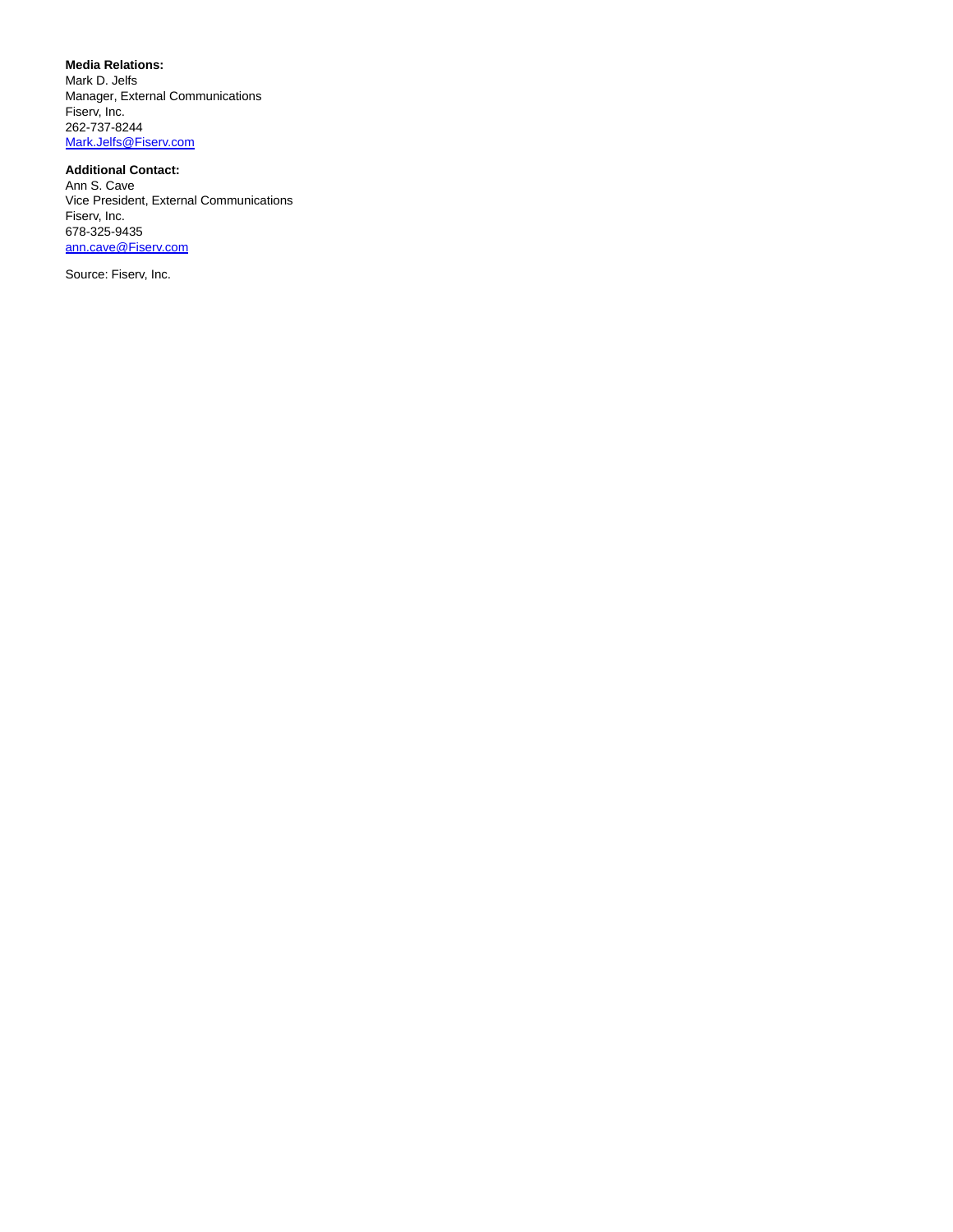**Media Relations:**
Mark D. Jelfs
Manager, External Communications
Fiserv, Inc.
262-737-8244
Mark.Jelfs@Fiserv.com

**Additional Contact:**
Ann S. Cave
Vice President, External Communications
Fiserv, Inc.
678-325-9435
ann.cave@Fiserv.com

Source: Fiserv, Inc.